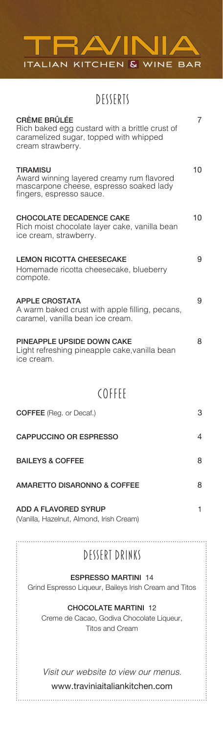# TRAVINIA

ITALIAN KITCHEN & WINE BAR

## DESSERTS

**CRÈME BRÛLÉE** 7
Rich baked egg custard with a brittle crust of caramelized sugar, topped with whipped cream strawberry.

**TIRAMISU** 10
Award winning layered creamy rum flavored mascarpone cheese, espresso soaked lady fingers, espresso sauce.

**CHOCOLATE DECADENCE CAKE** 10
Rich moist chocolate layer cake, vanilla bean ice cream, strawberry.

**LEMON RICOTTA CHEESECAKE** 9
Homemade ricotta cheesecake, blueberry compote.

**APPLE CROSTATA** 9
A warm baked crust with apple filling, pecans, caramel, vanilla bean ice cream.

**PINEAPPLE UPSIDE DOWN CAKE** 8
Light refreshing pineapple cake,vanilla bean ice cream.

## COFFEE

**COFFEE** (Reg. or Decaf.) 3

**CAPPUCCINO OR ESPRESSO** 4

**BAILEYS & COFFEE** 8

**AMARETTO DISARONNO & COFFEE** 8

**ADD A FLAVORED SYRUP** 1
(Vanilla, Hazelnut, Almond, Irish Cream)

## DESSERT DRINKS

**ESPRESSO MARTINI** 14
Grind Espresso Liqueur, Baileys Irish Cream and Titos

**CHOCOLATE MARTINI** 12
Creme de Cacao, Godiva Chocolate Liqueur, Titos and Cream

*Visit our website to view our menus.*
www.traviniaitaliankitchen.com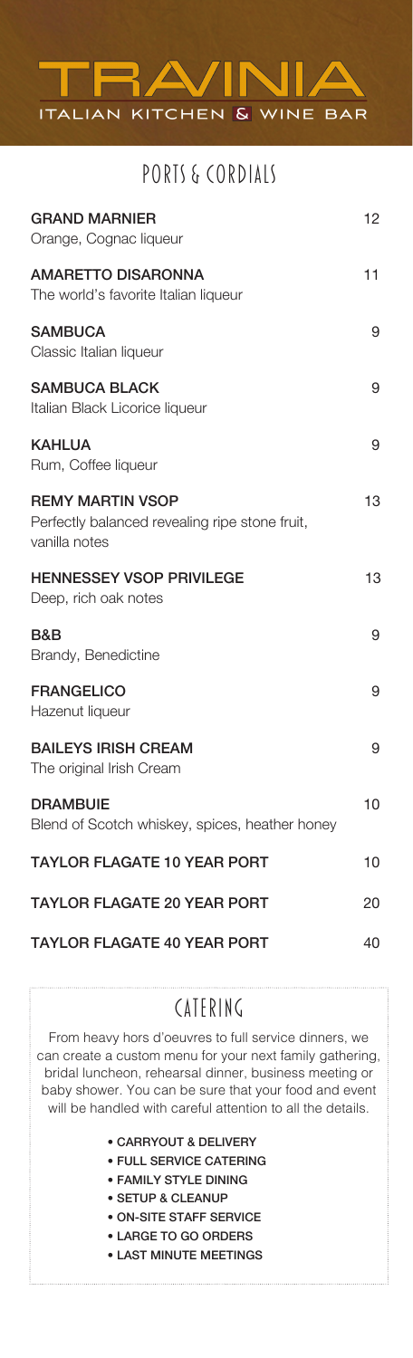# TRAVINIA

ITALIAN KITCHEN & WINE BAR

## PORTS & CORDIALS

| | |
|---|---|
| **GRAND MARNIER**<br>Orange, Cognac liqueur | 12 |
| **AMARETTO DISARONNA**<br>The world's favorite Italian liqueur | 11 |
| **SAMBUCA**<br>Classic Italian liqueur | 9 |
| **SAMBUCA BLACK**<br>Italian Black Licorice liqueur | 9 |
| **KAHLUA**<br>Rum, Coffee liqueur | 9 |
| **REMY MARTIN VSOP**<br>Perfectly balanced revealing ripe stone fruit, vanilla notes | 13 |
| **HENNESSEY VSOP PRIVILEGE**<br>Deep, rich oak notes | 13 |
| **B&B**<br>Brandy, Benedictine | 9 |
| **FRANGELICO**<br>Hazenut liqueur | 9 |
| **BAILEYS IRISH CREAM**<br>The original Irish Cream | 9 |
| **DRAMBUIE**<br>Blend of Scotch whiskey, spices, heather honey | 10 |
| **TAYLOR FLAGATE 10 YEAR PORT** | 10 |
| **TAYLOR FLAGATE 20 YEAR PORT** | 20 |
| **TAYLOR FLAGATE 40 YEAR PORT** | 40 |

## CATERING

From heavy hors d'oeuvres to full service dinners, we can create a custom menu for your next family gathering, bridal luncheon, rehearsal dinner, business meeting or baby shower. You can be sure that your food and event will be handled with careful attention to all the details.

- CARRYOUT & DELIVERY
- FULL SERVICE CATERING
- FAMILY STYLE DINING
- SETUP & CLEANUP
- ON-SITE STAFF SERVICE
- LARGE TO GO ORDERS
- LAST MINUTE MEETINGS